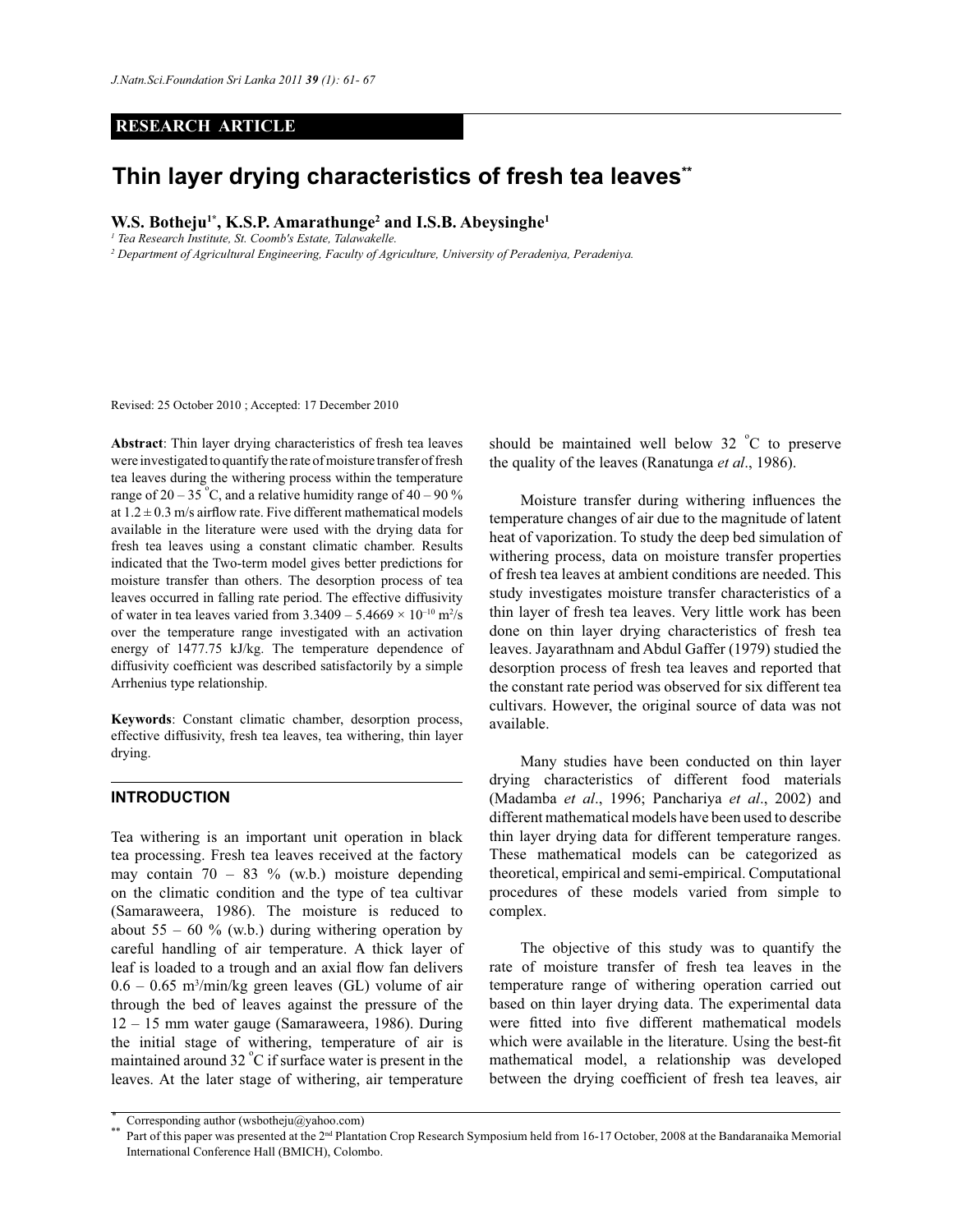RESEARCH ARTICLE

# Thin layer drying characteristics of fresh tea leaves**

**W.S. Botheju[1*], K.S.P. Amarathunge[2] and I.S.B. Abeysinghe[1]**

[1] *Tea Research Institute, St. Coomb's Estate, Talawakelle.*

[2] *Department of Agricultural Engineering, Faculty of Agriculture, University of Peradeniya, Peradeniya.*

Revised: 25 October 2010 ; Accepted: 17 December 2010

**Abstract**: Thin layer drying characteristics of fresh tea leaves were investigated to quantify the rate of moisture transfer of fresh tea leaves during the withering process within the temperature range of 20 – 35 °C, and a relative humidity range of 40 – 90 % at 1.2 ± 0.3 m/s airflow rate. Five different mathematical models available in the literature were used with the drying data for fresh tea leaves using a constant climatic chamber. Results indicated that the Two-term model gives better predictions for moisture transfer than others. The desorption process of tea leaves occurred in falling rate period. The effective diffusivity of water in tea leaves varied from 3.3409 – 5.4669 × $10^{-10}$ $m^2/s$ over the temperature range investigated with an activation energy of 1477.75 kJ/kg. The temperature dependence of diffusivity coefficient was described satisfactorily by a simple Arrhenius type relationship.

**Keywords**: Constant climatic chamber, desorption process, effective diffusivity, fresh tea leaves, tea withering, thin layer drying.

## INTRODUCTION

Tea withering is an important unit operation in black tea processing. Fresh tea leaves received at the factory may contain 70 – 83 % (w.b.) moisture depending on the climatic condition and the type of tea cultivar (Samaraweera, 1986). The moisture is reduced to about 55 – 60 % (w.b.) during withering operation by careful handling of air temperature. A thick layer of leaf is loaded to a trough and an axial flow fan delivers 0.6 – 0.65 $m^3$/min/kg green leaves (GL) volume of air through the bed of leaves against the pressure of the 12 – 15 mm water gauge (Samaraweera, 1986). During the initial stage of withering, temperature of air is maintained around 32 °C if surface water is present in the leaves. At the later stage of withering, air temperature should be maintained well below 32 °C to preserve the quality of the leaves (Ranatunga *et al*., 1986).

Moisture transfer during withering influences the temperature changes of air due to the magnitude of latent heat of vaporization. To study the deep bed simulation of withering process, data on moisture transfer properties of fresh tea leaves at ambient conditions are needed. This study investigates moisture transfer characteristics of a thin layer of fresh tea leaves. Very little work has been done on thin layer drying characteristics of fresh tea leaves. Jayarathnam and Abdul Gaffer (1979) studied the desorption process of fresh tea leaves and reported that the constant rate period was observed for six different tea cultivars. However, the original source of data was not available.

Many studies have been conducted on thin layer drying characteristics of different food materials (Madamba *et al*., 1996; Panchariya *et al*., 2002) and different mathematical models have been used to describe thin layer drying data for different temperature ranges. These mathematical models can be categorized as theoretical, empirical and semi-empirical. Computational procedures of these models varied from simple to complex.

The objective of this study was to quantify the rate of moisture transfer of fresh tea leaves in the temperature range of withering operation carried out based on thin layer drying data. The experimental data were fitted into five different mathematical models which were available in the literature. Using the best-fit mathematical model, a relationship was developed between the drying coefficient of fresh tea leaves, air

* Corresponding author (wsbotheju@yahoo.com)

** Part of this paper was presented at the 2nd Plantation Crop Research Symposium held from 16-17 October, 2008 at the Bandaranaika Memorial International Conference Hall (BMICH), Colombo.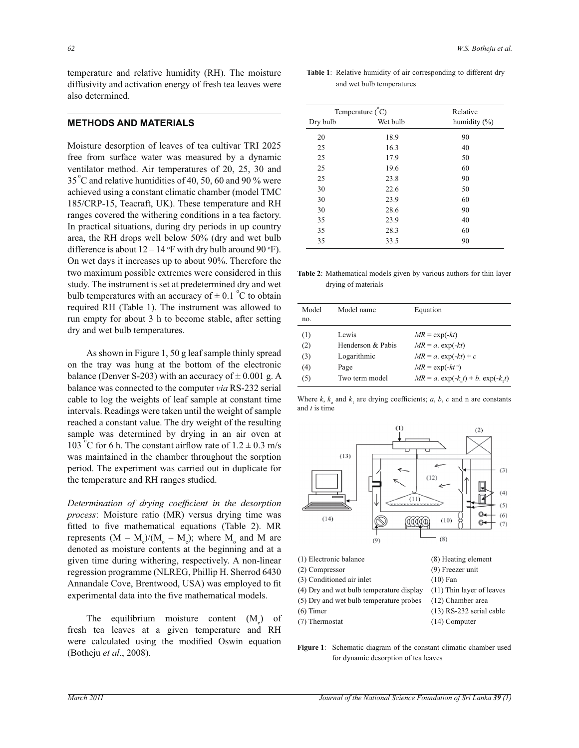temperature and relative humidity (RH). The moisture diffusivity and activation energy of fresh tea leaves were also determined.

## METHODS AND MATERIALS

Moisture desorption of leaves of tea cultivar TRI 2025 free from surface water was measured by a dynamic ventilator method. Air temperatures of 20, 25, 30 and 35 °C and relative humidities of 40, 50, 60 and 90 % were achieved using a constant climatic chamber (model TMC 185/CRP-15, Teacraft, UK). These temperature and RH ranges covered the withering conditions in a tea factory. In practical situations, during dry periods in up country area, the RH drops well below 50% (dry and wet bulb difference is about 12 – 14 °F with dry bulb around 90 °F). On wet days it increases up to about 90%. Therefore the two maximum possible extremes were considered in this study. The instrument is set at predetermined dry and wet bulb temperatures with an accuracy of ± 0.1 °C to obtain required RH (Table 1). The instrument was allowed to run empty for about 3 h to become stable, after setting dry and wet bulb temperatures.

As shown in Figure 1, 50 g leaf sample thinly spread on the tray was hung at the bottom of the electronic balance (Denver S-203) with an accuracy of ± 0.001 g. A balance was connected to the computer *via* RS-232 serial cable to log the weights of leaf sample at constant time intervals. Readings were taken until the weight of sample reached a constant value. The dry weight of the resulting sample was determined by drying in an air oven at 103 °C for 6 h. The constant airflow rate of 1.2 ± 0.3 m/s was maintained in the chamber throughout the sorption period. The experiment was carried out in duplicate for the temperature and RH ranges studied.

*Determination of drying coefficient in the desorption process*: Moisture ratio (MR) versus drying time was fitted to five mathematical equations (Table 2). MR represents $(M - M_e)/(M_o - M_e)$; where $M_o$ and M are denoted as moisture contents at the beginning and at a given time during withering, respectively. A non-linear regression programme (NLREG, Phillip H. Sherrod 6430 Annandale Cove, Brentwood, USA) was employed to fit experimental data into the five mathematical models.

The equilibrium moisture content ($M_e$) of fresh tea leaves at a given temperature and RH were calculated using the modified Oswin equation (Botheju *et al*., 2008).

**Table 1**: Relative humidity of air corresponding to different dry and wet bulb temperatures

| Temperature (°C) | | Relative |
|---|---|---|
| Dry bulb | Wet bulb | humidity (%) |
| 20 | 18.9 | 90 |
| 25 | 16.3 | 40 |
| 25 | 17.9 | 50 |
| 25 | 19.6 | 60 |
| 25 | 23.8 | 90 |
| 30 | 22.6 | 50 |
| 30 | 23.9 | 60 |
| 30 | 28.6 | 90 |
| 35 | 23.9 | 40 |
| 35 | 28.3 | 60 |
| 35 | 33.5 | 90 |

**Table 2**: Mathematical models given by various authors for thin layer drying of materials

| Model no. | Model name | Equation |
|---|---|---|
| (1) | Lewis | $MR = \exp(-kt)$ |
| (2) | Henderson & Pabis | $MR = a.\exp(-kt)$ |
| (3) | Logarithmic | $MR = a.\exp(-kt) + c$ |
| (4) | Page | $MR = \exp(-kt^{n})$ |
| (5) | Two term model | $MR = a.\exp(-k_o t) + b.\exp(-k_1 t)$ |

Where $k$, $k_o$ and $k_1$ are drying coefficients; $a$, $b$, $c$ and n are constants and $t$ is time

(1) Electronic balance
(2) Compressor
(3) Conditioned air inlet
(4) Dry and wet bulb temperature display
(5) Dry and wet bulb temperature probes
(6) Timer
(7) Thermostat
(8) Heating element
(9) Freezer unit
(10) Fan
(11) Thin layer of leaves
(12) Chamber area
(13) RS-232 serial cable
(14) Computer

**Figure 1**: Schematic diagram of the constant climatic chamber used for dynamic desorption of tea leaves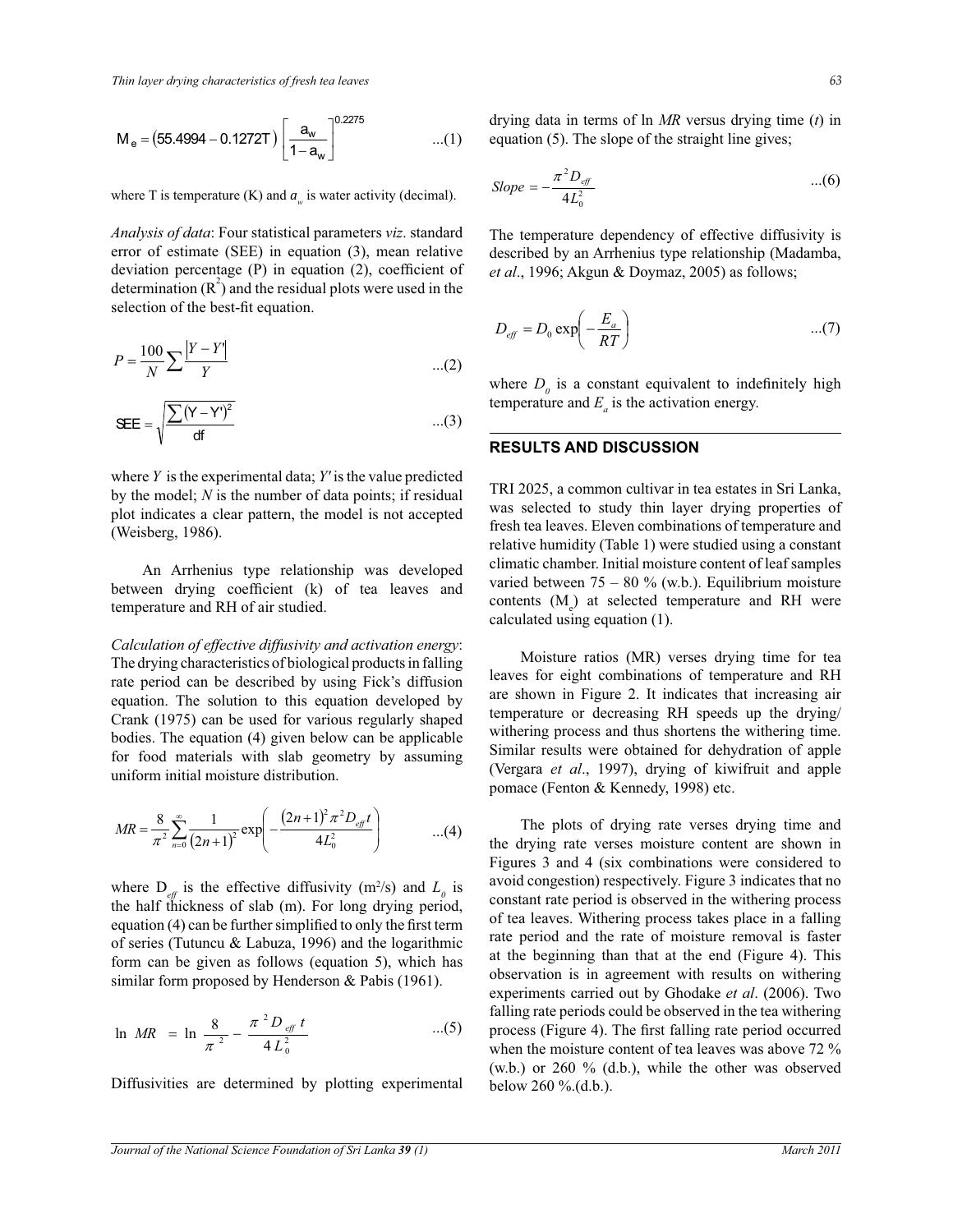$$M_e = (55.4994 - 0.1272T)\left[\frac{a_w}{1-a_w}\right]^{0.2275} \quad ...(1)$$

where T is temperature (K) and $a_w$ is water activity (decimal).

*Analysis of data*: Four statistical parameters *viz*. standard error of estimate (SEE) in equation (3), mean relative deviation percentage (P) in equation (2), coefficient of determination ($R^2$) and the residual plots were used in the selection of the best-fit equation.

$$P = \frac{100}{N}\sum\frac{|Y - Y'|}{Y} \quad ...(2)$$

$$SEE = \sqrt{\frac{\sum(Y - Y')^2}{df}} \quad ...(3)$$

where *Y* is the experimental data; *Y′* is the value predicted by the model; *N* is the number of data points; if residual plot indicates a clear pattern, the model is not accepted (Weisberg, 1986).

An Arrhenius type relationship was developed between drying coefficient (k) of tea leaves and temperature and RH of air studied.

*Calculation of effective diffusivity and activation energy*: The drying characteristics of biological products in falling rate period can be described by using Fick's diffusion equation. The solution to this equation developed by Crank (1975) can be used for various regularly shaped bodies. The equation (4) given below can be applicable for food materials with slab geometry by assuming uniform initial moisture distribution.

$$MR = \frac{8}{\pi^2}\sum_{n=0}^{\infty}\frac{1}{(2n+1)^2}\exp\left(-\frac{(2n+1)^2\pi^2 D_{eff}t}{4L_0^2}\right) \quad ...(4)$$

where $D_{eff}$ is the effective diffusivity ($m^2/s$) and $L_0$ is the half thickness of slab (m). For long drying period, equation (4) can be further simplified to only the first term of series (Tutuncu & Labuza, 1996) and the logarithmic form can be given as follows (equation 5), which has similar form proposed by Henderson & Pabis (1961).

$$\ln MR = \ln\frac{8}{\pi^2} - \frac{\pi^2 D_{eff}\, t}{4L_0^2} \quad ...(5)$$

Diffusivities are determined by plotting experimental drying data in terms of ln *MR* versus drying time (*t*) in equation (5). The slope of the straight line gives;

$$Slope = -\frac{\pi^2 D_{eff}}{4L_0^2} \quad ...(6)$$

The temperature dependency of effective diffusivity is described by an Arrhenius type relationship (Madamba, *et al*., 1996; Akgun & Doymaz, 2005) as follows;

$$D_{eff} = D_0\exp\left(-\frac{E_a}{RT}\right) \quad ...(7)$$

where $D_0$ is a constant equivalent to indefinitely high temperature and $E_a$ is the activation energy.

## RESULTS AND DISCUSSION

TRI 2025, a common cultivar in tea estates in Sri Lanka, was selected to study thin layer drying properties of fresh tea leaves. Eleven combinations of temperature and relative humidity (Table 1) were studied using a constant climatic chamber. Initial moisture content of leaf samples varied between 75 – 80 % (w.b.). Equilibrium moisture contents ($M_e$) at selected temperature and RH were calculated using equation (1).

Moisture ratios (MR) verses drying time for tea leaves for eight combinations of temperature and RH are shown in Figure 2. It indicates that increasing air temperature or decreasing RH speeds up the drying/withering process and thus shortens the withering time. Similar results were obtained for dehydration of apple (Vergara *et al*., 1997), drying of kiwifruit and apple pomace (Fenton & Kennedy, 1998) etc.

The plots of drying rate verses drying time and the drying rate verses moisture content are shown in Figures 3 and 4 (six combinations were considered to avoid congestion) respectively. Figure 3 indicates that no constant rate period is observed in the withering process of tea leaves. Withering process takes place in a falling rate period and the rate of moisture removal is faster at the beginning than that at the end (Figure 4). This observation is in agreement with results on withering experiments carried out by Ghodake *et al*. (2006). Two falling rate periods could be observed in the tea withering process (Figure 4). The first falling rate period occurred when the moisture content of tea leaves was above 72 % (w.b.) or 260 % (d.b.), while the other was observed below 260 %.(d.b.).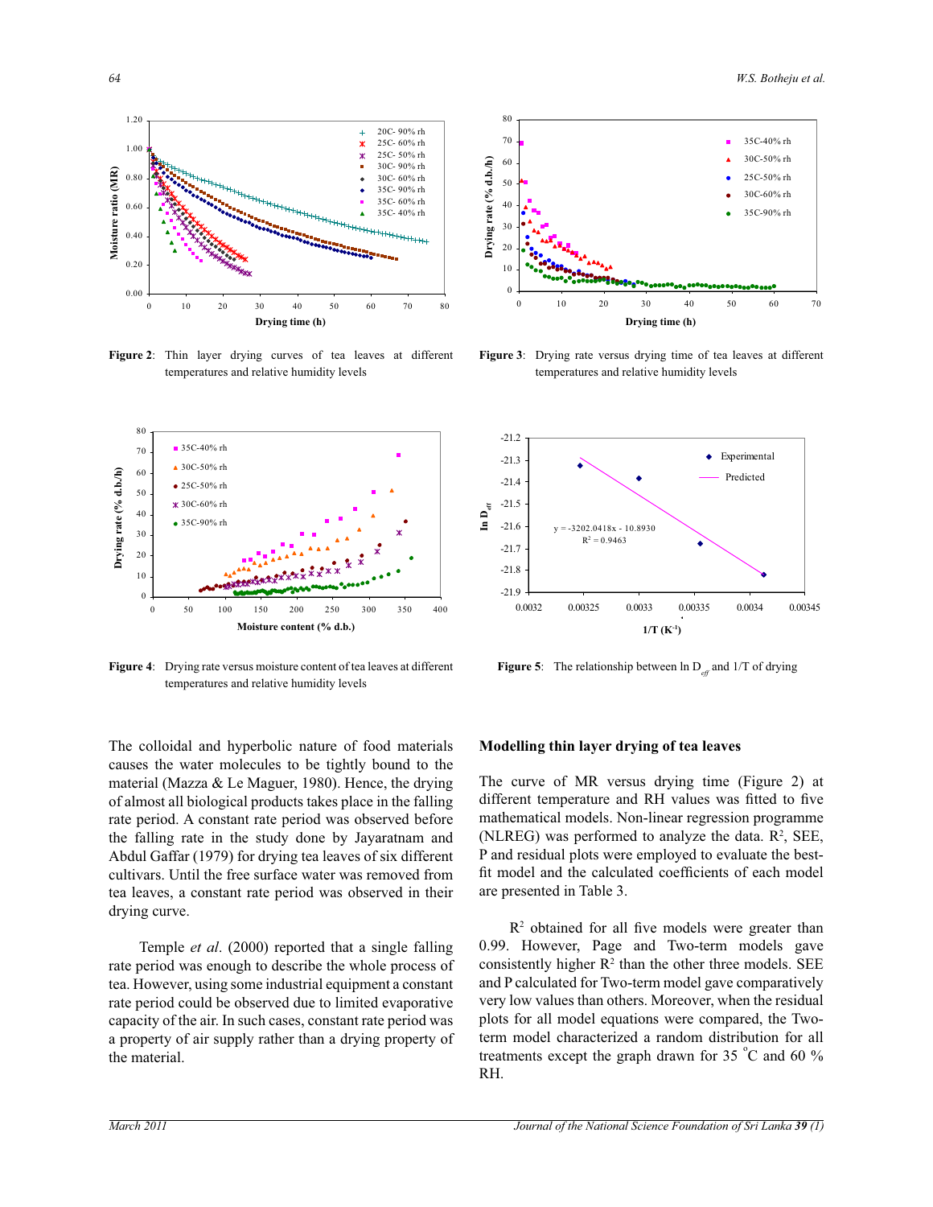Figure 2: Thin layer drying curves of tea leaves at different temperatures and relative humidity levels

Figure 3: Drying rate versus drying time of tea leaves at different temperatures and relative humidity levels

Figure 4: Drying rate versus moisture content of tea leaves at different temperatures and relative humidity levels

Figure 5: The relationship between ln $D_{eff}$ and 1/T of drying

The colloidal and hyperbolic nature of food materials causes the water molecules to be tightly bound to the material (Mazza & Le Maguer, 1980). Hence, the drying of almost all biological products takes place in the falling rate period. A constant rate period was observed before the falling rate in the study done by Jayaratnam and Abdul Gaffar (1979) for drying tea leaves of six different cultivars. Until the free surface water was removed from tea leaves, a constant rate period was observed in their drying curve.

Temple *et al*. (2000) reported that a single falling rate period was enough to describe the whole process of tea. However, using some industrial equipment a constant rate period could be observed due to limited evaporative capacity of the air. In such cases, constant rate period was a property of air supply rather than a drying property of the material.

## Modelling thin layer drying of tea leaves

The curve of MR versus drying time (Figure 2) at different temperature and RH values was fitted to five mathematical models. Non-linear regression programme (NLREG) was performed to analyze the data. $R^2$, SEE, P and residual plots were employed to evaluate the best-fit model and the calculated coefficients of each model are presented in Table 3.

$R^2$ obtained for all five models were greater than 0.99. However, Page and Two-term models gave consistently higher $R^2$ than the other three models. SEE and P calculated for Two-term model gave comparatively very low values than others. Moreover, when the residual plots for all model equations were compared, the Two-term model characterized a random distribution for all treatments except the graph drawn for 35 °C and 60 % RH.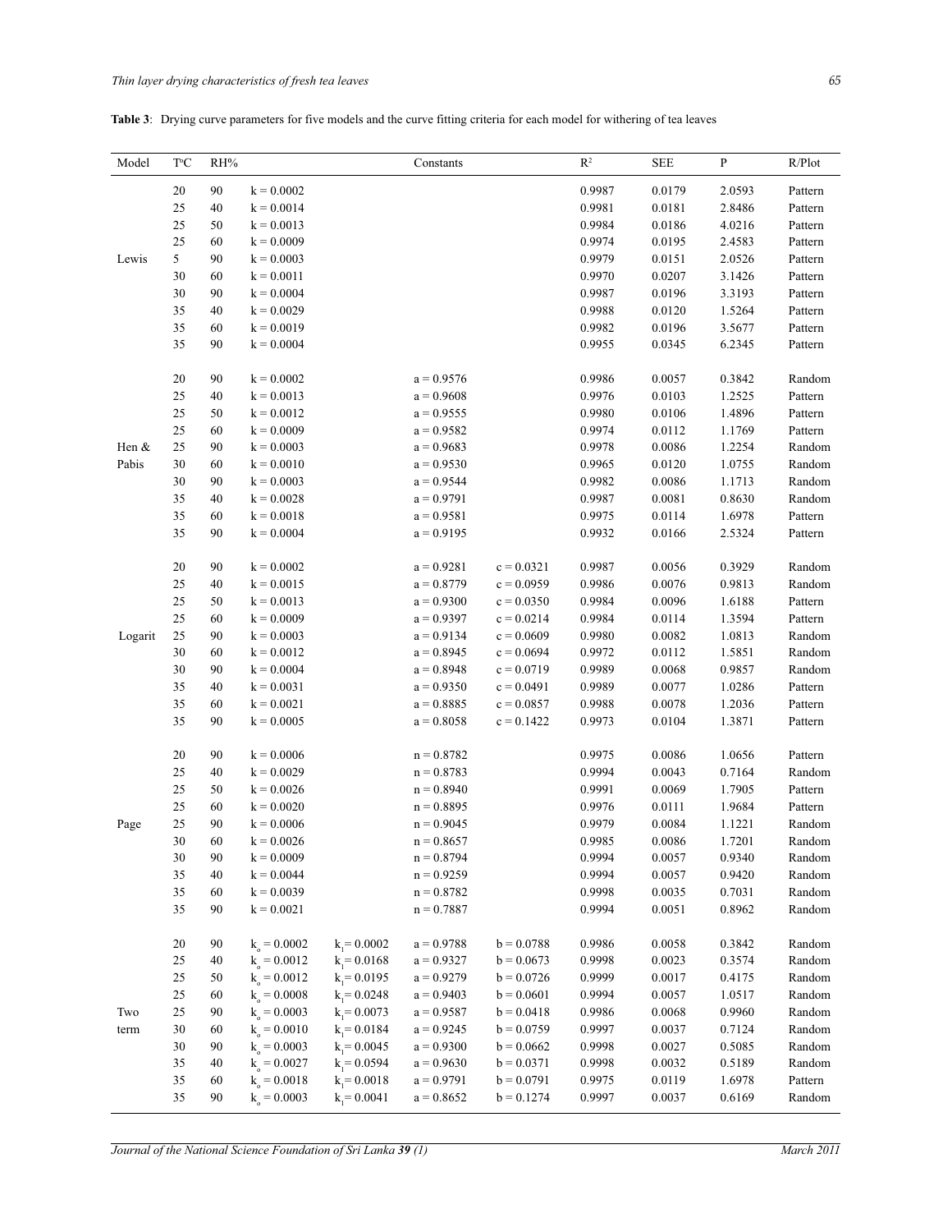**Table 3**: Drying curve parameters for five models and the curve fitting criteria for each model for withering of tea leaves

| Model | T°C | RH% | Constants | | | | $R^2$ | SEE | P | R/Plot |
|---|---|---|---|---|---|---|---|---|---|---|
| Lewis | 20 | 90 | k = 0.0002 | | | | 0.9987 | 0.0179 | 2.0593 | Pattern |
| | 25 | 40 | k = 0.0014 | | | | 0.9981 | 0.0181 | 2.8486 | Pattern |
| | 25 | 50 | k = 0.0013 | | | | 0.9984 | 0.0186 | 4.0216 | Pattern |
| | 25 | 60 | k = 0.0009 | | | | 0.9974 | 0.0195 | 2.4583 | Pattern |
| | 5 | 90 | k = 0.0003 | | | | 0.9979 | 0.0151 | 2.0526 | Pattern |
| | 30 | 60 | k = 0.0011 | | | | 0.9970 | 0.0207 | 3.1426 | Pattern |
| | 30 | 90 | k = 0.0004 | | | | 0.9987 | 0.0196 | 3.3193 | Pattern |
| | 35 | 40 | k = 0.0029 | | | | 0.9988 | 0.0120 | 1.5264 | Pattern |
| | 35 | 60 | k = 0.0019 | | | | 0.9982 | 0.0196 | 3.5677 | Pattern |
| | 35 | 90 | k = 0.0004 | | | | 0.9955 | 0.0345 | 6.2345 | Pattern |
| Hen & Pabis | 20 | 90 | k = 0.0002 | | a = 0.9576 | | 0.9986 | 0.0057 | 0.3842 | Random |
| | 25 | 40 | k = 0.0013 | | a = 0.9608 | | 0.9976 | 0.0103 | 1.2525 | Pattern |
| | 25 | 50 | k = 0.0012 | | a = 0.9555 | | 0.9980 | 0.0106 | 1.4896 | Pattern |
| | 25 | 60 | k = 0.0009 | | a = 0.9582 | | 0.9974 | 0.0112 | 1.1769 | Pattern |
| | 25 | 90 | k = 0.0003 | | a = 0.9683 | | 0.9978 | 0.0086 | 1.2254 | Random |
| | 30 | 60 | k = 0.0010 | | a = 0.9530 | | 0.9965 | 0.0120 | 1.0755 | Random |
| | 30 | 90 | k = 0.0003 | | a = 0.9544 | | 0.9982 | 0.0086 | 1.1713 | Random |
| | 35 | 40 | k = 0.0028 | | a = 0.9791 | | 0.9987 | 0.0081 | 0.8630 | Random |
| | 35 | 60 | k = 0.0018 | | a = 0.9581 | | 0.9975 | 0.0114 | 1.6978 | Pattern |
| | 35 | 90 | k = 0.0004 | | a = 0.9195 | | 0.9932 | 0.0166 | 2.5324 | Pattern |
| Logarit | 20 | 90 | k = 0.0002 | | a = 0.9281 | c = 0.0321 | 0.9987 | 0.0056 | 0.3929 | Random |
| | 25 | 40 | k = 0.0015 | | a = 0.8779 | c = 0.0959 | 0.9986 | 0.0076 | 0.9813 | Random |
| | 25 | 50 | k = 0.0013 | | a = 0.9300 | c = 0.0350 | 0.9984 | 0.0096 | 1.6188 | Pattern |
| | 25 | 60 | k = 0.0009 | | a = 0.9397 | c = 0.0214 | 0.9984 | 0.0114 | 1.3594 | Pattern |
| | 25 | 90 | k = 0.0003 | | a = 0.9134 | c = 0.0609 | 0.9980 | 0.0082 | 1.0813 | Random |
| | 30 | 60 | k = 0.0012 | | a = 0.8945 | c = 0.0694 | 0.9972 | 0.0112 | 1.5851 | Random |
| | 30 | 90 | k = 0.0004 | | a = 0.8948 | c = 0.0719 | 0.9989 | 0.0068 | 0.9857 | Random |
| | 35 | 40 | k = 0.0031 | | a = 0.9350 | c = 0.0491 | 0.9989 | 0.0077 | 1.0286 | Pattern |
| | 35 | 60 | k = 0.0021 | | a = 0.8885 | c = 0.0857 | 0.9988 | 0.0078 | 1.2036 | Pattern |
| | 35 | 90 | k = 0.0005 | | a = 0.8058 | c = 0.1422 | 0.9973 | 0.0104 | 1.3871 | Pattern |
| Page | 20 | 90 | k = 0.0006 | | n = 0.8782 | | 0.9975 | 0.0086 | 1.0656 | Pattern |
| | 25 | 40 | k = 0.0029 | | n = 0.8783 | | 0.9994 | 0.0043 | 0.7164 | Random |
| | 25 | 50 | k = 0.0026 | | n = 0.8940 | | 0.9991 | 0.0069 | 1.7905 | Pattern |
| | 25 | 60 | k = 0.0020 | | n = 0.8895 | | 0.9976 | 0.0111 | 1.9684 | Pattern |
| | 25 | 90 | k = 0.0006 | | n = 0.9045 | | 0.9979 | 0.0084 | 1.1221 | Random |
| | 30 | 60 | k = 0.0026 | | n = 0.8657 | | 0.9985 | 0.0086 | 1.7201 | Random |
| | 30 | 90 | k = 0.0009 | | n = 0.8794 | | 0.9994 | 0.0057 | 0.9340 | Random |
| | 35 | 40 | k = 0.0044 | | n = 0.9259 | | 0.9994 | 0.0057 | 0.9420 | Random |
| | 35 | 60 | k = 0.0039 | | n = 0.8782 | | 0.9998 | 0.0035 | 0.7031 | Random |
| | 35 | 90 | k = 0.0021 | | n = 0.7887 | | 0.9994 | 0.0051 | 0.8962 | Random |
| Two term | 20 | 90 | $k_o$ = 0.0002 | $k_1$ = 0.0002 | a = 0.9788 | b = 0.0788 | 0.9986 | 0.0058 | 0.3842 | Random |
| | 25 | 40 | $k_o$ = 0.0012 | $k_1$ = 0.0168 | a = 0.9327 | b = 0.0673 | 0.9998 | 0.0023 | 0.3574 | Random |
| | 25 | 50 | $k_o$ = 0.0012 | $k_1$ = 0.0195 | a = 0.9279 | b = 0.0726 | 0.9999 | 0.0017 | 0.4175 | Random |
| | 25 | 60 | $k_o$ = 0.0008 | $k_1$ = 0.0248 | a = 0.9403 | b = 0.0601 | 0.9994 | 0.0057 | 1.0517 | Random |
| | 25 | 90 | $k_o$ = 0.0003 | $k_1$ = 0.0073 | a = 0.9587 | b = 0.0418 | 0.9986 | 0.0068 | 0.9960 | Random |
| | 30 | 60 | $k_o$ = 0.0010 | $k_1$ = 0.0184 | a = 0.9245 | b = 0.0759 | 0.9997 | 0.0037 | 0.7124 | Random |
| | 30 | 90 | $k_o$ = 0.0003 | $k_1$ = 0.0045 | a = 0.9300 | b = 0.0662 | 0.9998 | 0.0027 | 0.5085 | Random |
| | 35 | 40 | $k_o$ = 0.0027 | $k_1$ = 0.0594 | a = 0.9630 | b = 0.0371 | 0.9998 | 0.0032 | 0.5189 | Random |
| | 35 | 60 | $k_o$ = 0.0018 | $k_1$ = 0.0018 | a = 0.9791 | b = 0.0791 | 0.9975 | 0.0119 | 1.6978 | Pattern |
| | 35 | 90 | $k_o$ = 0.0003 | $k_1$ = 0.0041 | a = 0.8652 | b = 0.1274 | 0.9997 | 0.0037 | 0.6169 | Random |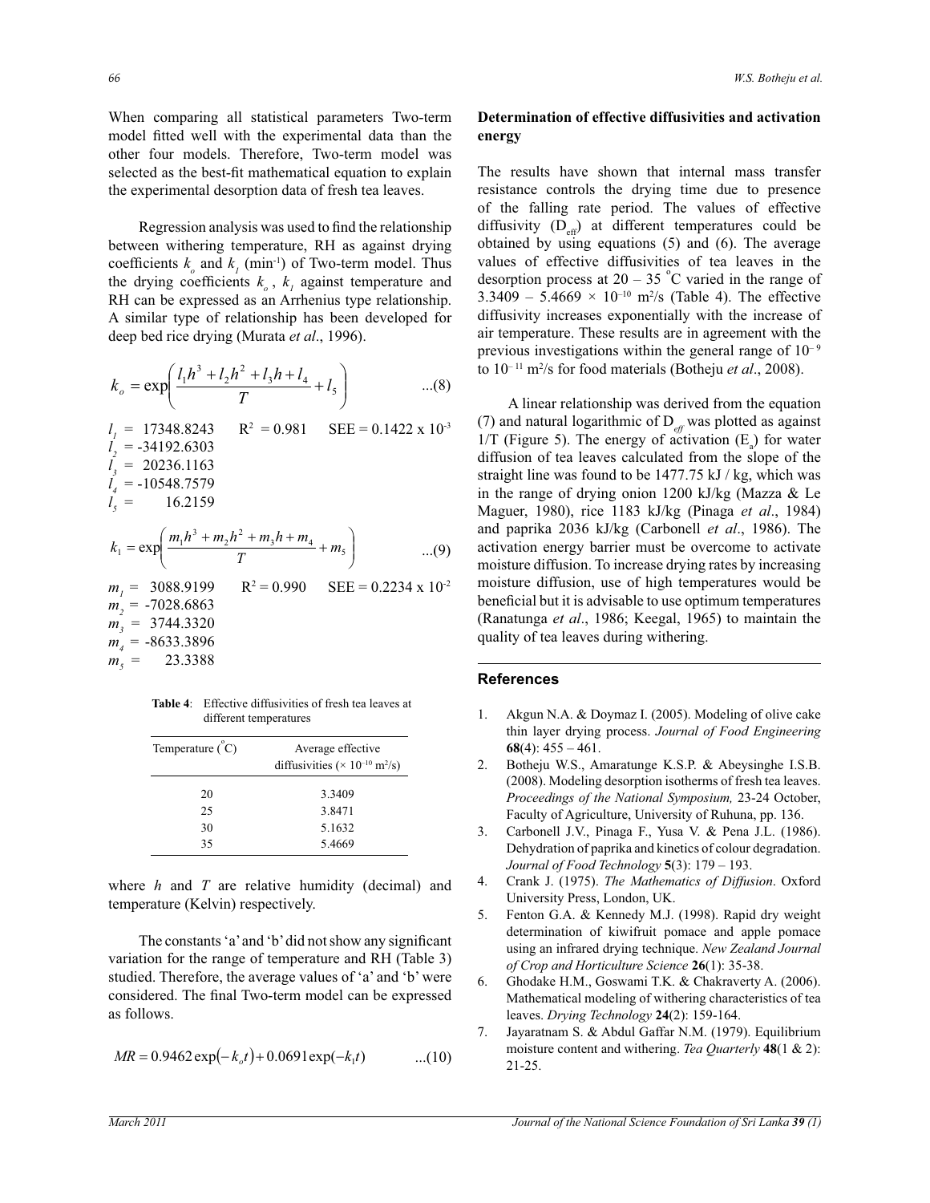When comparing all statistical parameters Two-term model fitted well with the experimental data than the other four models. Therefore, Two-term model was selected as the best-fit mathematical equation to explain the experimental desorption data of fresh tea leaves.

Regression analysis was used to find the relationship between withering temperature, RH as against drying coefficients $k_o$ and $k_1$ ($min^{-1}$) of Two-term model. Thus the drying coefficients $k_o$, $k_1$ against temperature and RH can be expressed as an Arrhenius type relationship. A similar type of relationship has been developed for deep bed rice drying (Murata *et al*., 1996).

$$k_o = \exp\left(\frac{l_1h^3 + l_2h^2 + l_3h + l_4}{T} + l_5\right) \quad ...(8)$$

$l_1$ = 17348.8243 $R^2$ = 0.981 SEE = 0.1422 x $10^{-3}$
$l_2$ = -34192.6303
$l_3$ = 20236.1163
$l_4$ = -10548.7579
$l_5$ = 16.2159

$$k_1 = \exp\left(\frac{m_1h^3 + m_2h^2 + m_3h + m_4}{T} + m_5\right) \quad ...(9)$$

$m_1$ = 3088.9199 $R^2$ = 0.990 SEE = 0.2234 x $10^{-2}$
$m_2$ = -7028.6863
$m_3$ = 3744.3320
$m_4$ = -8633.3896
$m_5$ = 23.3388

**Table 4**: Effective diffusivities of fresh tea leaves at different temperatures

| Temperature (°C) | Average effective diffusivities ($\times 10^{-10}$ m²/s) |
|---|---|
| 20 | 3.3409 |
| 25 | 3.8471 |
| 30 | 5.1632 |
| 35 | 5.4669 |

where $h$ and $T$ are relative humidity (decimal) and temperature (Kelvin) respectively.

The constants 'a' and 'b' did not show any significant variation for the range of temperature and RH (Table 3) studied. Therefore, the average values of 'a' and 'b' were considered. The final Two-term model can be expressed as follows.

$$MR = 0.9462\exp(-k_o t) + 0.0691\exp(-k_1 t) \quad ...(10)$$

## Determination of effective diffusivities and activation energy

The results have shown that internal mass transfer resistance controls the drying time due to presence of the falling rate period. The values of effective diffusivity ($D_{eff}$) at different temperatures could be obtained by using equations (5) and (6). The average values of effective diffusivities of tea leaves in the desorption process at 20 – 35 °C varied in the range of 3.3409 – 5.4669 × $10^{-10}$ m²/s (Table 4). The effective diffusivity increases exponentially with the increase of air temperature. These results are in agreement with the previous investigations within the general range of $10^{-9}$ to $10^{-11}$ m²/s for food materials (Botheju *et al*., 2008).

A linear relationship was derived from the equation (7) and natural logarithmic of $D_{eff}$ was plotted as against 1/T (Figure 5). The energy of activation ($E_a$) for water diffusion of tea leaves calculated from the slope of the straight line was found to be 1477.75 kJ / kg, which was in the range of drying onion 1200 kJ/kg (Mazza & Le Maguer, 1980), rice 1183 kJ/kg (Pinaga *et al*., 1984) and paprika 2036 kJ/kg (Carbonell *et al*., 1986). The activation energy barrier must be overcome to activate moisture diffusion. To increase drying rates by increasing moisture diffusion, use of high temperatures would be beneficial but it is advisable to use optimum temperatures (Ranatunga *et al*., 1986; Keegal, 1965) to maintain the quality of tea leaves during withering.

## References

1. Akgun N.A. & Doymaz I. (2005). Modeling of olive cake thin layer drying process. *Journal of Food Engineering* **68**(4): 455 – 461.
2. Botheju W.S., Amaratunge K.S.P. & Abeysinghe I.S.B. (2008). Modeling desorption isotherms of fresh tea leaves. *Proceedings of the National Symposium,* 23-24 October, Faculty of Agriculture, University of Ruhuna, pp. 136.
3. Carbonell J.V., Pinaga F., Yusa V. & Pena J.L. (1986). Dehydration of paprika and kinetics of colour degradation. *Journal of Food Technology* **5**(3): 179 – 193.
4. Crank J. (1975). *The Mathematics of Diffusion*. Oxford University Press, London, UK.
5. Fenton G.A. & Kennedy M.J. (1998). Rapid dry weight determination of kiwifruit pomace and apple pomace using an infrared drying technique. *New Zealand Journal of Crop and Horticulture Science* **26**(1): 35-38.
6. Ghodake H.M., Goswami T.K. & Chakraverty A. (2006). Mathematical modeling of withering characteristics of tea leaves. *Drying Technology* **24**(2): 159-164.
7. Jayaratnam S. & Abdul Gaffar N.M. (1979). Equilibrium moisture content and withering. *Tea Quarterly* **48**(1 & 2): 21-25.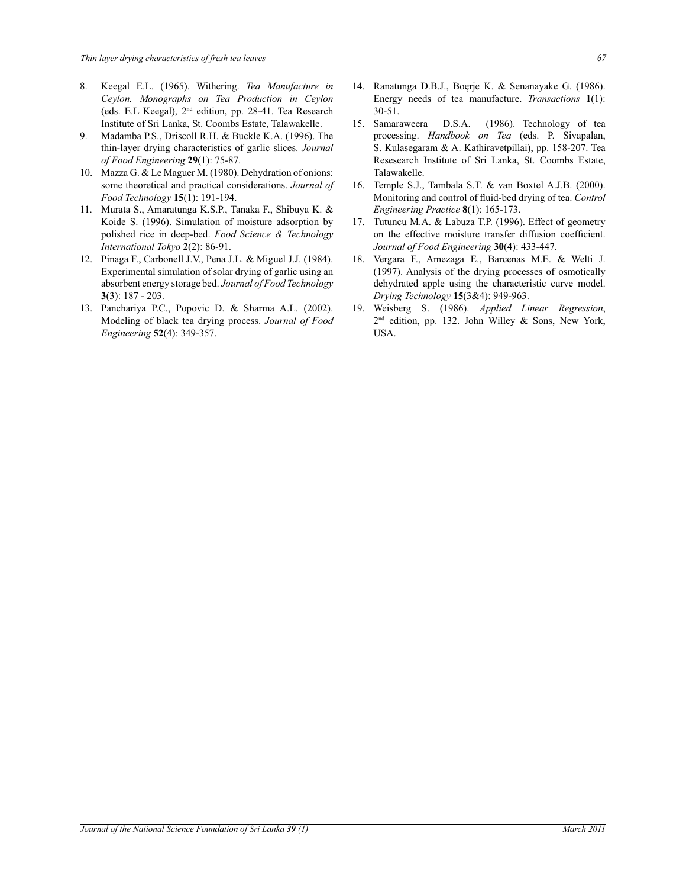8. Keegal E.L. (1965). Withering. *Tea Manufacture in Ceylon. Monographs on Tea Production in Ceylon* (eds. E.L Keegal), 2nd edition, pp. 28-41. Tea Research Institute of Sri Lanka, St. Coombs Estate, Talawakelle.
9. Madamba P.S., Driscoll R.H. & Buckle K.A. (1996). The thin-layer drying characteristics of garlic slices. *Journal of Food Engineering* **29**(1): 75-87.
10. Mazza G. & Le Maguer M. (1980). Dehydration of onions: some theoretical and practical considerations. *Journal of Food Technology* **15**(1): 191-194.
11. Murata S., Amaratunga K.S.P., Tanaka F., Shibuya K. & Koide S. (1996). Simulation of moisture adsorption by polished rice in deep-bed. *Food Science & Technology International Tokyo* **2**(2): 86-91.
12. Pinaga F., Carbonell J.V., Pena J.L. & Miguel J.J. (1984). Experimental simulation of solar drying of garlic using an absorbent energy storage bed. *Journal of Food Technology* **3**(3): 187 - 203.
13. Panchariya P.C., Popovic D. & Sharma A.L. (2002). Modeling of black tea drying process. *Journal of Food Engineering* **52**(4): 349-357.
14. Ranatunga D.B.J., Boęrje K. & Senanayake G. (1986). Energy needs of tea manufacture. *Transactions* **1**(1): 30-51.
15. Samaraweera D.S.A. (1986). Technology of tea processing. *Handbook on Tea* (eds. P. Sivapalan, S. Kulasegaram & A. Kathiravetpillai), pp. 158-207. Tea Resesearch Institute of Sri Lanka, St. Coombs Estate, Talawakelle.
16. Temple S.J., Tambala S.T. & van Boxtel A.J.B. (2000). Monitoring and control of fluid-bed drying of tea. *Control Engineering Practice* **8**(1): 165-173.
17. Tutuncu M.A. & Labuza T.P. (1996). Effect of geometry on the effective moisture transfer diffusion coefficient. *Journal of Food Engineering* **30**(4): 433-447.
18. Vergara F., Amezaga E., Barcenas M.E. & Welti J. (1997). Analysis of the drying processes of osmotically dehydrated apple using the characteristic curve model. *Drying Technology* **15**(3&4): 949-963.
19. Weisberg S. (1986). *Applied Linear Regression*, 2nd edition, pp. 132. John Willey & Sons, New York, USA.